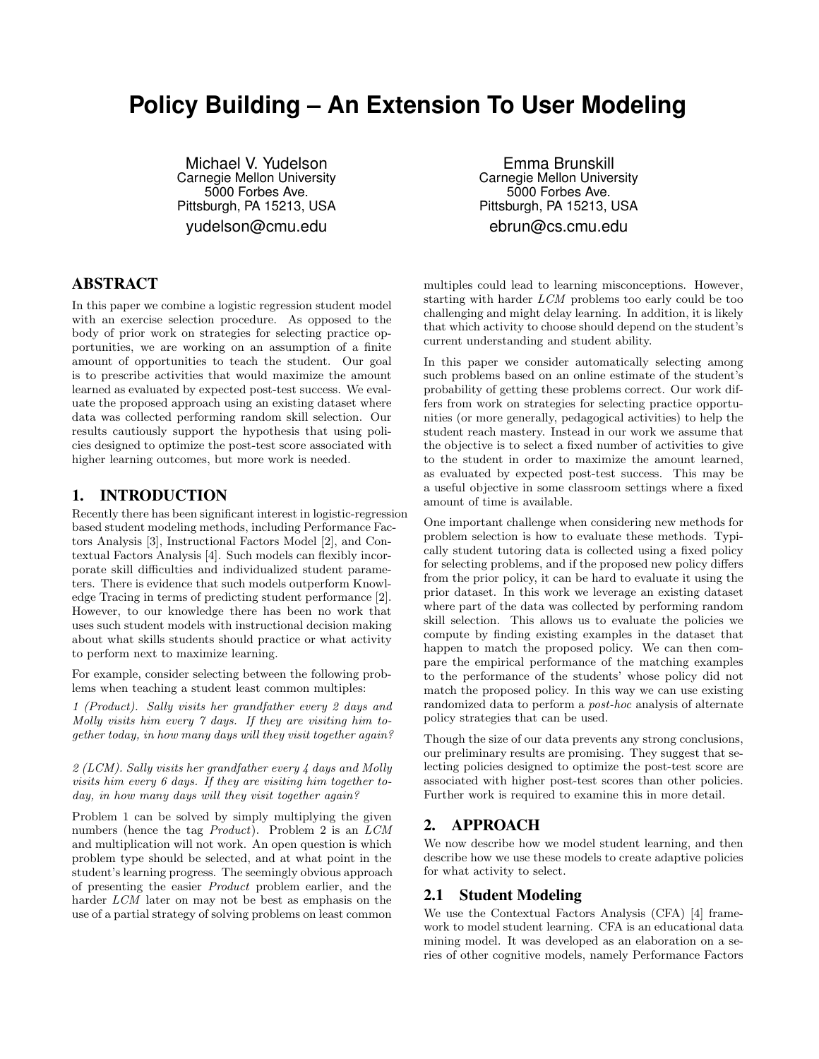# Policy Building – An Extension To User Modeling

Michael V. Yudelson
Carnegie Mellon University
5000 Forbes Ave.
Pittsburgh, PA 15213, USA
yudelson@cmu.edu

Emma Brunskill
Carnegie Mellon University
5000 Forbes Ave.
Pittsburgh, PA 15213, USA
ebrun@cs.cmu.edu

## ABSTRACT

In this paper we combine a logistic regression student model with an exercise selection procedure. As opposed to the body of prior work on strategies for selecting practice opportunities, we are working on an assumption of a finite amount of opportunities to teach the student. Our goal is to prescribe activities that would maximize the amount learned as evaluated by expected post-test success. We evaluate the proposed approach using an existing dataset where data was collected performing random skill selection. Our results cautiously support the hypothesis that using policies designed to optimize the post-test score associated with higher learning outcomes, but more work is needed.

## 1. INTRODUCTION

Recently there has been significant interest in logistic-regression based student modeling methods, including Performance Factors Analysis [3], Instructional Factors Model [2], and Contextual Factors Analysis [4]. Such models can flexibly incorporate skill difficulties and individualized student parameters. There is evidence that such models outperform Knowledge Tracing in terms of predicting student performance [2]. However, to our knowledge there has been no work that uses such student models with instructional decision making about what skills students should practice or what activity to perform next to maximize learning.

For example, consider selecting between the following problems when teaching a student least common multiples:

*1 (Product). Sally visits her grandfather every 2 days and Molly visits him every 7 days. If they are visiting him together today, in how many days will they visit together again?*

*2 (LCM). Sally visits her grandfather every 4 days and Molly visits him every 6 days. If they are visiting him together today, in how many days will they visit together again?*

Problem 1 can be solved by simply multiplying the given numbers (hence the tag *Product*). Problem 2 is an *LCM* and multiplication will not work. An open question is which problem type should be selected, and at what point in the student's learning progress. The seemingly obvious approach of presenting the easier *Product* problem earlier, and the harder *LCM* later on may not be best as emphasis on the use of a partial strategy of solving problems on least common multiples could lead to learning misconceptions. However, starting with harder *LCM* problems too early could be too challenging and might delay learning. In addition, it is likely that which activity to choose should depend on the student's current understanding and student ability.

In this paper we consider automatically selecting among such problems based on an online estimate of the student's probability of getting these problems correct. Our work differs from work on strategies for selecting practice opportunities (or more generally, pedagogical activities) to help the student reach mastery. Instead in our work we assume that the objective is to select a fixed number of activities to give to the student in order to maximize the amount learned, as evaluated by expected post-test success. This may be a useful objective in some classroom settings where a fixed amount of time is available.

One important challenge when considering new methods for problem selection is how to evaluate these methods. Typically student tutoring data is collected using a fixed policy for selecting problems, and if the proposed new policy differs from the prior policy, it can be hard to evaluate it using the prior dataset. In this work we leverage an existing dataset where part of the data was collected by performing random skill selection. This allows us to evaluate the policies we compute by finding existing examples in the dataset that happen to match the proposed policy. We can then compare the empirical performance of the matching examples to the performance of the students' whose policy did not match the proposed policy. In this way we can use existing randomized data to perform a *post-hoc* analysis of alternate policy strategies that can be used.

Though the size of our data prevents any strong conclusions, our preliminary results are promising. They suggest that selecting policies designed to optimize the post-test score are associated with higher post-test scores than other policies. Further work is required to examine this in more detail.

## 2. APPROACH

We now describe how we model student learning, and then describe how we use these models to create adaptive policies for what activity to select.

### 2.1 Student Modeling

We use the Contextual Factors Analysis (CFA) [4] framework to model student learning. CFA is an educational data mining model. It was developed as an elaboration on a series of other cognitive models, namely Performance Factors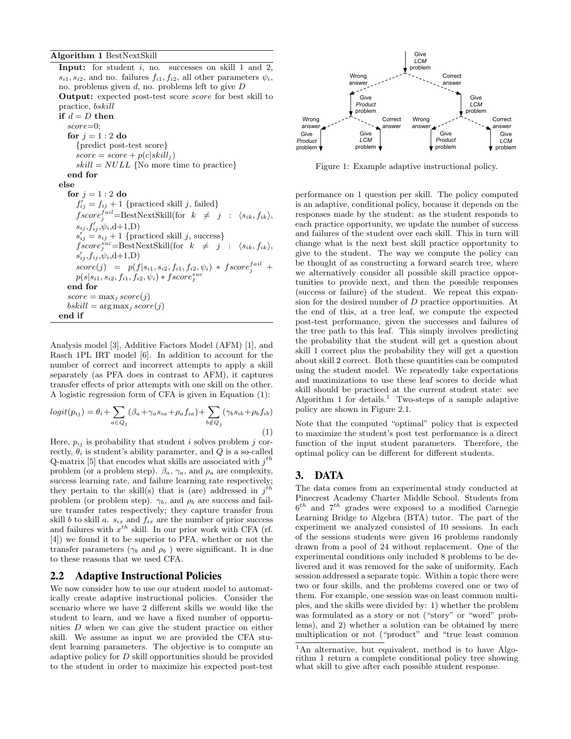**Algorithm 1** BestNextSkill

**Input:** for student $i$, no. successes on skill 1 and 2, $s_{i1}, s_{i2}$, and no. failures $f_{i1}, f_{i2}$, all other parameters $\psi_i$, no. problems given $d$, no. problems left to give $D$
**Output:** expected post-test score *score* for best skill to practice, *bskill*

```
if d = D then
  score=0;
  for j = 1 : 2 do
    {predict post-test score}
    score = score + p(c|skill_j)
    skill = NULL {No more time to practice}
  end for
else
  for j = 1 : 2 do
    f'_ij = f_ij + 1 {practiced skill j, failed}
    fscore_j^fail = BestNextSkill(for k ≠ j : ⟨s_ik, f_ik⟩, s_ij, f'_ij, ψ_i, d+1, D)
    s'_ij = s_ij + 1 {practiced skill j, success}
    fscore_j^suc = BestNextSkill(for k ≠ j : ⟨s_ik, f_ik⟩, s'_ij, f_ij, ψ_i, d+1, D)
    score(j) = p(f|s_i1, s_i2, f_i1, f_i2, ψ_i) * fscore_j^fail + p(s|s_i1, s_i2, f_i1, f_i2, ψ_i) * fscore_j^suc
  end for
  score = max_j score(j)
  bskill = arg max_j score(j)
end if
```

Analysis model [3], Additive Factors Model (AFM) [1], and Rasch 1PL IRT model [6]. In addition to account for the number of correct and incorrect attempts to apply a skill separately (as PFA does in contrast to AFM), it captures transfer effects of prior attempts with one skill on the other. A logistic regression form of CFA is given in Equation (1):

$$logit(p_{ij}) = \theta_i + \sum_{a \in Q_j} (\beta_a + \gamma_a s_{ia} + \rho_a f_{ia}) + \sum_{b \notin Q_j} (\gamma_b s_{ib} + \rho_b f_{ib}) \quad (1)$$

Here, $p_{ij}$ is probability that student $i$ solves problem $j$ correctly, $\theta_i$ is student's ability parameter, and $Q$ is a so-called Q-matrix [5] that encodes what skills are associated with $j^{th}$ problem (or a problem step). $\beta_a$, $\gamma_a$, and $\rho_a$ are complexity, success learning rate, and failure learning rate respectively; they pertain to the skill(s) that is (are) addressed in $j^{th}$ problem (or problem step). $\gamma_b$, and $\rho_b$ are success and failure transfer rates respectively; they capture transfer from skill $b$ to skill $a$. $s_{ix}$ and $f_{ix}$ are the number of prior success and failures with $x^{th}$ skill. In our prior work with CFA (rf. [4]) we found it to be superior to PFA, whether or not the transfer parameters ($\gamma_b$ and $\rho_b$ ) were significant. It is due to these reasons that we used CFA.

## 2.2 Adaptive Instructional Policies

We now consider how to use our student model to automatically create adaptive instructional policies. Consider the scenario where we have 2 different skills we would like the student to learn, and we have a fixed number of opportunities $D$ when we can give the student practice on either skill. We assume as input we are provided the CFA student learning parameters. The objective is to compute an adaptive policy for $D$ skill opportunities should be provided to the student in order to maximize his expected post-test performance on 1 question per skill. The policy computed is an adaptive, conditional policy, because it depends on the responses made by the student: as the student responds to each practice opportunity, we update the number of success and failures of the student over each skill. This in turn will change what is the next best skill practice opportunity to give to the student. The way we compute the policy can be thought of as constructing a forward search tree, where we alternatively consider all possible skill practice opportunities to provide next, and then the possible responses (success or failure) of the student. We repeat this expansion for the desired number of $D$ practice opportunities. At the end of this, at a tree leaf, we compute the expected post-test performance, given the successes and failures of the tree path to this leaf. This simply involves predicting the probability that the student will get a question about skill 1 correct plus the probability they will get a question about skill 2 correct. Both these quantities can be computed using the student model. We repeatedly take expectations and maximizations to use these leaf scores to decide what skill should be practiced at the current student state: see Algorithm 1 for details.[1] Two-steps of a sample adaptive policy are shown in Figure 2.1.

Figure 1: Example adaptive instructional policy.

Note that the computed "optimal" policy that is expected to maximize the student's post test performance is a direct function of the input student parameters. Therefore, the optimal policy can be different for different students.

# 3. DATA

The data comes from an experimental study conducted at Pinecrest Academy Charter Middle School. Students from $6^{th}$ and $7^{th}$ grades were exposed to a modified Carnegie Learning Bridge to Algebra (BTA) tutor. The part of the experiment we analyzed consisted of 10 sessions. In each of the sessions students were given 16 problems randomly drawn from a pool of 24 without replacement. One of the experimental conditions only included 8 problems to be delivered and it was removed for the sake of uniformity. Each session addressed a separate topic. Within a topic there were two or four skills, and the problems covered one or two of them. For example, one session was on least common multiples, and the skills were divided by: 1) whether the problem was formulated as a story or not ("story" or "word" problems), and 2) whether a solution can be obtained by mere multiplication or not ("product" and "true least common

[1] An alternative, but equivalent, method is to have Algorithm 1 return a complete conditional policy tree showing what skill to give after each possible student response.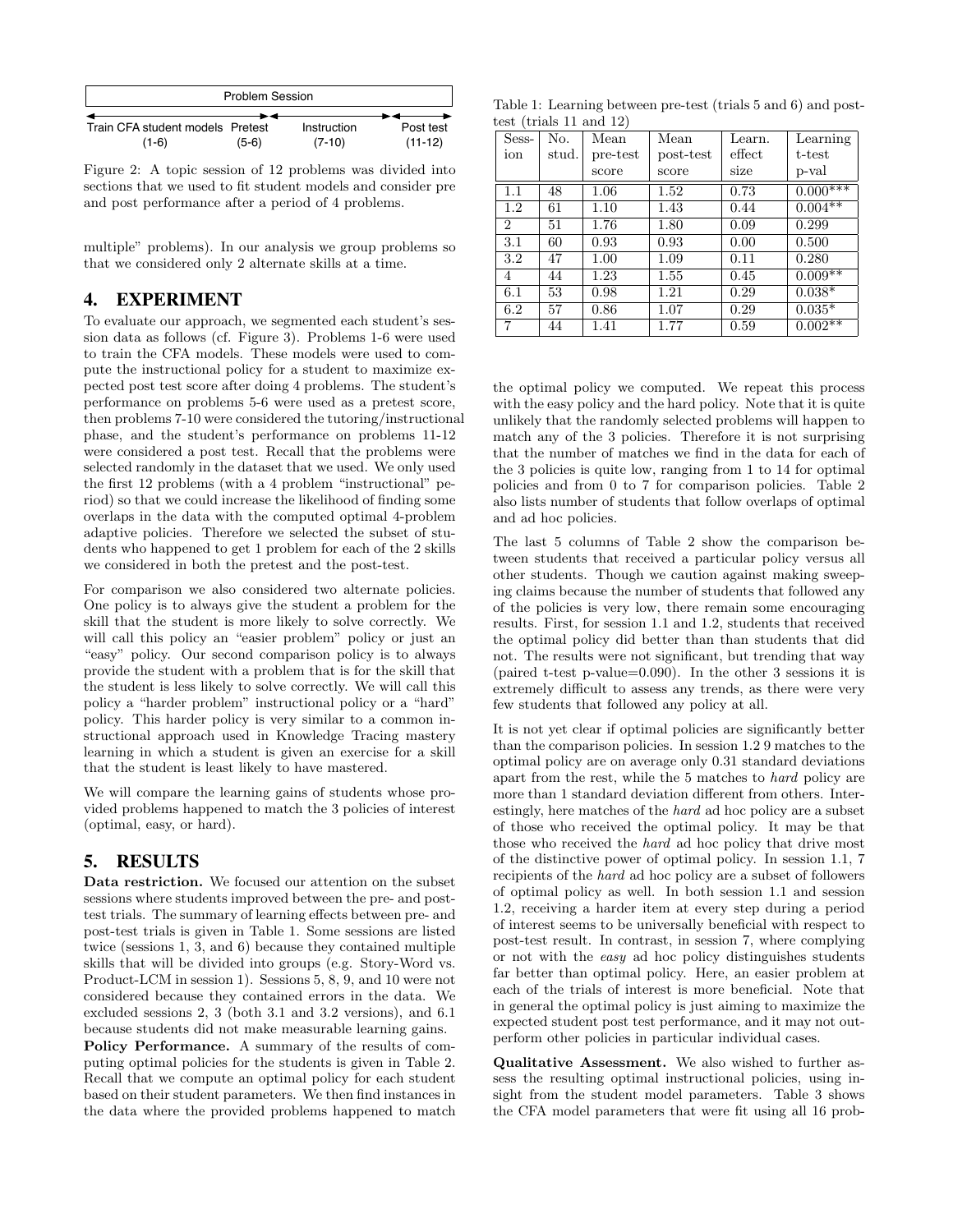| Problem Session | | | |
|---|---|---|---|
| Train CFA student models (1-6) | Pretest (5-6) | Instruction (7-10) | Post test (11-12) |

Figure 2: A topic session of 12 problems was divided into sections that we used to fit student models and consider pre and post performance after a period of 4 problems.

multiple" problems). In our analysis we group problems so that we considered only 2 alternate skills at a time.

# 4. EXPERIMENT

To evaluate our approach, we segmented each student's session data as follows (cf. Figure 3). Problems 1-6 were used to train the CFA models. These models were used to compute the instructional policy for a student to maximize expected post test score after doing 4 problems. The student's performance on problems 5-6 were used as a pretest score, then problems 7-10 were considered the tutoring/instructional phase, and the student's performance on problems 11-12 were considered a post test. Recall that the problems were selected randomly in the dataset that we used. We only used the first 12 problems (with a 4 problem "instructional" period) so that we could increase the likelihood of finding some overlaps in the data with the computed optimal 4-problem adaptive policies. Therefore we selected the subset of students who happened to get 1 problem for each of the 2 skills we considered in both the pretest and the post-test.

For comparison we also considered two alternate policies. One policy is to always give the student a problem for the skill that the student is more likely to solve correctly. We will call this policy an "easier problem" policy or just an "easy" policy. Our second comparison policy is to always provide the student with a problem that is for the skill that the student is less likely to solve correctly. We will call this policy a "harder problem" instructional policy or a "hard" policy. This harder policy is very similar to a common instructional approach used in Knowledge Tracing mastery learning in which a student is given an exercise for a skill that the student is least likely to have mastered.

We will compare the learning gains of students whose provided problems happened to match the 3 policies of interest (optimal, easy, or hard).

# 5. RESULTS

**Data restriction.** We focused our attention on the subset sessions where students improved between the pre- and post-test trials. The summary of learning effects between pre- and post-test trials is given in Table 1. Some sessions are listed twice (sessions 1, 3, and 6) because they contained multiple skills that will be divided into groups (e.g. Story-Word vs. Product-LCM in session 1). Sessions 5, 8, 9, and 10 were not considered because they contained errors in the data. We excluded sessions 2, 3 (both 3.1 and 3.2 versions), and 6.1 because students did not make measurable learning gains.

**Policy Performance.** A summary of the results of computing optimal policies for the students is given in Table 2. Recall that we compute an optimal policy for each student based on their student parameters. We then find instances in the data where the provided problems happened to match the optimal policy we computed. We repeat this process with the easy policy and the hard policy. Note that it is quite unlikely that the randomly selected problems will happen to match any of the 3 policies. Therefore it is not surprising that the number of matches we find in the data for each of the 3 policies is quite low, ranging from 1 to 14 for optimal policies and from 0 to 7 for comparison policies. Table 2 also lists number of students that follow overlaps of optimal and ad hoc policies.

Table 1: Learning between pre-test (trials 5 and 6) and post-test (trials 11 and 12)

| Session | No. stud. | Mean pre-test score | Mean post-test score | Learn. effect size | Learning t-test p-val |
|---|---|---|---|---|---|
| 1.1 | 48 | 1.06 | 1.52 | 0.73 | 0.000*** |
| 1.2 | 61 | 1.10 | 1.43 | 0.44 | 0.004** |
| 2 | 51 | 1.76 | 1.80 | 0.09 | 0.299 |
| 3.1 | 60 | 0.93 | 0.93 | 0.00 | 0.500 |
| 3.2 | 47 | 1.00 | 1.09 | 0.11 | 0.280 |
| 4 | 44 | 1.23 | 1.55 | 0.45 | 0.009** |
| 6.1 | 53 | 0.98 | 1.21 | 0.29 | 0.038* |
| 6.2 | 57 | 0.86 | 1.07 | 0.29 | 0.035* |
| 7 | 44 | 1.41 | 1.77 | 0.59 | 0.002** |

The last 5 columns of Table 2 show the comparison between students that received a particular policy versus all other students. Though we caution against making sweeping claims because the number of students that followed any of the policies is very low, there remain some encouraging results. First, for session 1.1 and 1.2, students that received the optimal policy did better than than students that did not. The results were not significant, but trending that way (paired t-test p-value=0.090). In the other 3 sessions it is extremely difficult to assess any trends, as there were very few students that followed any policy at all.

It is not yet clear if optimal policies are significantly better than the comparison policies. In session 1.2 9 matches to the optimal policy are on average only 0.31 standard deviations apart from the rest, while the 5 matches to *hard* policy are more than 1 standard deviation different from others. Interestingly, here matches of the *hard* ad hoc policy are a subset of those who received the optimal policy. It may be that those who received the *hard* ad hoc policy that drive most of the distinctive power of optimal policy. In session 1.1, 7 recipients of the *hard* ad hoc policy are a subset of followers of optimal policy as well. In both session 1.1 and session 1.2, receiving a harder item at every step during a period of interest seems to be universally beneficial with respect to post-test result. In contrast, in session 7, where complying or not with the *easy* ad hoc policy distinguishes students far better than optimal policy. Here, an easier problem at each of the trials of interest is more beneficial. Note that in general the optimal policy is just aiming to maximize the expected student post test performance, and it may not outperform other policies in particular individual cases.

**Qualitative Assessment.** We also wished to further assess the resulting optimal instructional policies, using insight from the student model parameters. Table 3 shows the CFA model parameters that were fit using all 16 prob-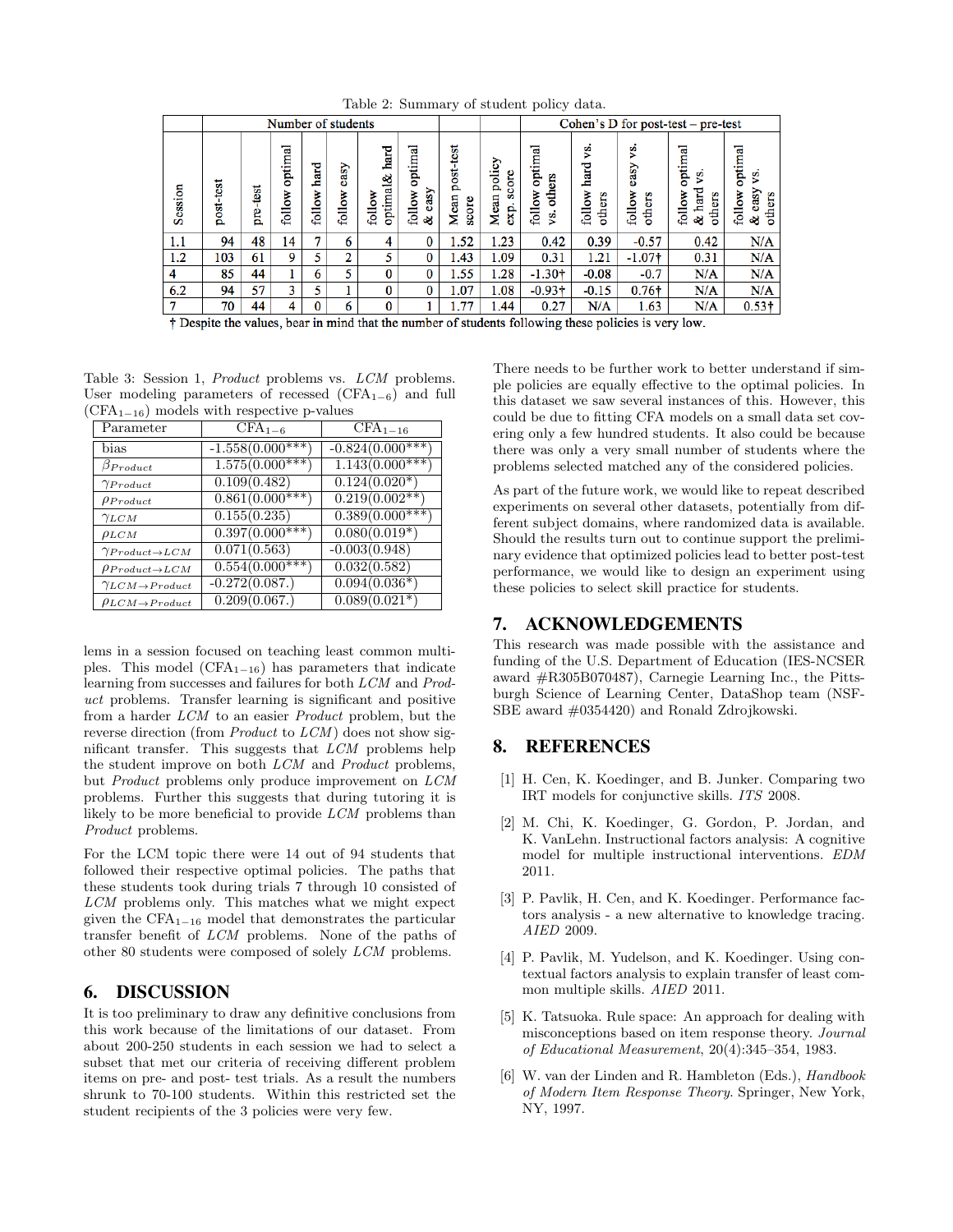Table 2: Summary of student policy data.

| | Number of students | | | | | | | | | Cohen's D for post-test – pre-test | | | | |
|---|---|---|---|---|---|---|---|---|---|---|---|---|---|---|
| Session | post-test | pre-test | follow optimal | follow hard | follow easy | follow optimal& hard | follow optimal & easy | Mean post-test score | Mean policy exp. score | follow optimal vs. others | follow hard vs. others | follow easy vs. others | follow optimal & hard vs. others | follow optimal & easy vs. others |
| 1.1 | 94 | 48 | 14 | 7 | 6 | 4 | 0 | 1.52 | 1.23 | 0.42 | 0.39 | -0.57 | 0.42 | N/A |
| 1.2 | 103 | 61 | 9 | 5 | 2 | 5 | 0 | 1.43 | 1.09 | 0.31 | 1.21 | -1.07† | 0.31 | N/A |
| 4 | 85 | 44 | 1 | 6 | 5 | 0 | 0 | 1.55 | 1.28 | -1.30† | -0.08 | -0.7 | N/A | N/A |
| 6.2 | 94 | 57 | 3 | 5 | 1 | 0 | 0 | 1.07 | 1.08 | -0.93† | -0.15 | 0.76† | N/A | N/A |
| 7 | 70 | 44 | 4 | 0 | 6 | 0 | 1 | 1.77 | 1.44 | 0.27 | N/A | 1.63 | N/A | 0.53† |

† Despite the values, bear in mind that the number of students following these policies is very low.

Table 3: Session 1, *Product* problems vs. *LCM* problems. User modeling parameters of recessed ($CFA_{1-6}$) and full ($CFA_{1-16}$) models with respective p-values

| Parameter | $CFA_{1-6}$ | $CFA_{1-16}$ |
|---|---|---|
| bias | -1.558(0.000***) | -0.824(0.000***) |
| $\beta_{Product}$ | 1.575(0.000***) | 1.143(0.000***) |
| $\gamma_{Product}$ | 0.109(0.482) | 0.124(0.020*) |
| $\rho_{Product}$ | 0.861(0.000***) | 0.219(0.002**) |
| $\gamma_{LCM}$ | 0.155(0.235) | 0.389(0.000***) |
| $\rho_{LCM}$ | 0.397(0.000***) | 0.080(0.019*) |
| $\gamma_{Product \rightarrow LCM}$ | 0.071(0.563) | -0.003(0.948) |
| $\rho_{Product \rightarrow LCM}$ | 0.554(0.000***) | 0.032(0.582) |
| $\gamma_{LCM \rightarrow Product}$ | -0.272(0.087.) | 0.094(0.036*) |
| $\rho_{LCM \rightarrow Product}$ | 0.209(0.067.) | 0.089(0.021*) |

lems in a session focused on teaching least common multiples. This model ($CFA_{1-16}$) has parameters that indicate learning from successes and failures for both *LCM* and *Product* problems. Transfer learning is significant and positive from a harder *LCM* to an easier *Product* problem, but the reverse direction (from *Product* to *LCM*) does not show significant transfer. This suggests that *LCM* problems help the student improve on both *LCM* and *Product* problems, but *Product* problems only produce improvement on *LCM* problems. Further this suggests that during tutoring it is likely to be more beneficial to provide *LCM* problems than *Product* problems.

For the LCM topic there were 14 out of 94 students that followed their respective optimal policies. The paths that these students took during trials 7 through 10 consisted of *LCM* problems only. This matches what we might expect given the $CFA_{1-16}$ model that demonstrates the particular transfer benefit of *LCM* problems. None of the paths of other 80 students were composed of solely *LCM* problems.

## 6. DISCUSSION

It is too preliminary to draw any definitive conclusions from this work because of the limitations of our dataset. From about 200-250 students in each session we had to select a subset that met our criteria of receiving different problem items on pre- and post- test trials. As a result the numbers shrunk to 70-100 students. Within this restricted set the student recipients of the 3 policies were very few.

There needs to be further work to better understand if simple policies are equally effective to the optimal policies. In this dataset we saw several instances of this. However, this could be due to fitting CFA models on a small data set covering only a few hundred students. It also could be because there was only a very small number of students where the problems selected matched any of the considered policies.

As part of the future work, we would like to repeat described experiments on several other datasets, potentially from different subject domains, where randomized data is available. Should the results turn out to continue support the preliminary evidence that optimized policies lead to better post-test performance, we would like to design an experiment using these policies to select skill practice for students.

## 7. ACKNOWLEDGEMENTS

This research was made possible with the assistance and funding of the U.S. Department of Education (IES-NCSER award #R305B070487), Carnegie Learning Inc., the Pittsburgh Science of Learning Center, DataShop team (NSF-SBE award #0354420) and Ronald Zdrojkowski.

## 8. REFERENCES

[1] H. Cen, K. Koedinger, and B. Junker. Comparing two IRT models for conjunctive skills. *ITS* 2008.

[2] M. Chi, K. Koedinger, G. Gordon, P. Jordan, and K. VanLehn. Instructional factors analysis: A cognitive model for multiple instructional interventions. *EDM* 2011.

[3] P. Pavlik, H. Cen, and K. Koedinger. Performance factors analysis - a new alternative to knowledge tracing. *AIED* 2009.

[4] P. Pavlik, M. Yudelson, and K. Koedinger. Using contextual factors analysis to explain transfer of least common multiple skills. *AIED* 2011.

[5] K. Tatsuoka. Rule space: An approach for dealing with misconceptions based on item response theory. *Journal of Educational Measurement*, 20(4):345–354, 1983.

[6] W. van der Linden and R. Hambleton (Eds.), *Handbook of Modern Item Response Theory*. Springer, New York, NY, 1997.